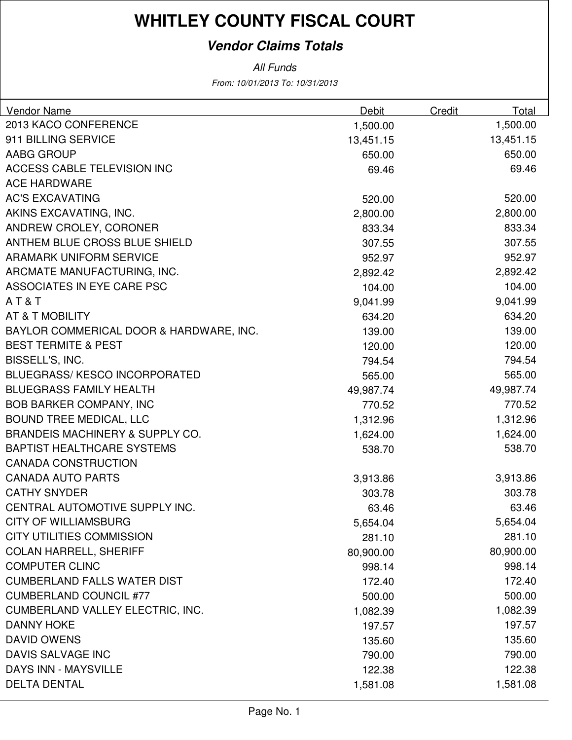# WHITLEY COUNTY FISCAL COURT

## *Vendor Claims Totals*

*All Funds*

*From: 10/01/2013 To: 10/31/2013*

| Vendor Name | Debit | Credit | Total |
|---|---|---|---|
| 2013 KACO CONFERENCE | 1,500.00 | | 1,500.00 |
| 911 BILLING SERVICE | 13,451.15 | | 13,451.15 |
| AABG GROUP | 650.00 | | 650.00 |
| ACCESS CABLE TELEVISION INC | 69.46 | | 69.46 |
| ACE HARDWARE | | | |
| AC'S EXCAVATING | 520.00 | | 520.00 |
| AKINS EXCAVATING, INC. | 2,800.00 | | 2,800.00 |
| ANDREW CROLEY, CORONER | 833.34 | | 833.34 |
| ANTHEM BLUE CROSS BLUE SHIELD | 307.55 | | 307.55 |
| ARAMARK UNIFORM SERVICE | 952.97 | | 952.97 |
| ARCMATE MANUFACTURING, INC. | 2,892.42 | | 2,892.42 |
| ASSOCIATES IN EYE CARE PSC | 104.00 | | 104.00 |
| A T & T | 9,041.99 | | 9,041.99 |
| AT & T MOBILITY | 634.20 | | 634.20 |
| BAYLOR COMMERICAL DOOR & HARDWARE, INC. | 139.00 | | 139.00 |
| BEST TERMITE & PEST | 120.00 | | 120.00 |
| BISSELL'S, INC. | 794.54 | | 794.54 |
| BLUEGRASS/ KESCO INCORPORATED | 565.00 | | 565.00 |
| BLUEGRASS FAMILY HEALTH | 49,987.74 | | 49,987.74 |
| BOB BARKER COMPANY, INC | 770.52 | | 770.52 |
| BOUND TREE MEDICAL, LLC | 1,312.96 | | 1,312.96 |
| BRANDEIS MACHINERY & SUPPLY CO. | 1,624.00 | | 1,624.00 |
| BAPTIST HEALTHCARE SYSTEMS | 538.70 | | 538.70 |
| CANADA CONSTRUCTION | | | |
| CANADA AUTO PARTS | 3,913.86 | | 3,913.86 |
| CATHY SNYDER | 303.78 | | 303.78 |
| CENTRAL AUTOMOTIVE SUPPLY INC. | 63.46 | | 63.46 |
| CITY OF WILLIAMSBURG | 5,654.04 | | 5,654.04 |
| CITY UTILITIES COMMISSION | 281.10 | | 281.10 |
| COLAN HARRELL, SHERIFF | 80,900.00 | | 80,900.00 |
| COMPUTER CLINC | 998.14 | | 998.14 |
| CUMBERLAND FALLS WATER DIST | 172.40 | | 172.40 |
| CUMBERLAND COUNCIL #77 | 500.00 | | 500.00 |
| CUMBERLAND VALLEY ELECTRIC, INC. | 1,082.39 | | 1,082.39 |
| DANNY HOKE | 197.57 | | 197.57 |
| DAVID OWENS | 135.60 | | 135.60 |
| DAVIS SALVAGE INC | 790.00 | | 790.00 |
| DAYS INN - MAYSVILLE | 122.38 | | 122.38 |
| DELTA DENTAL | 1,581.08 | | 1,581.08 |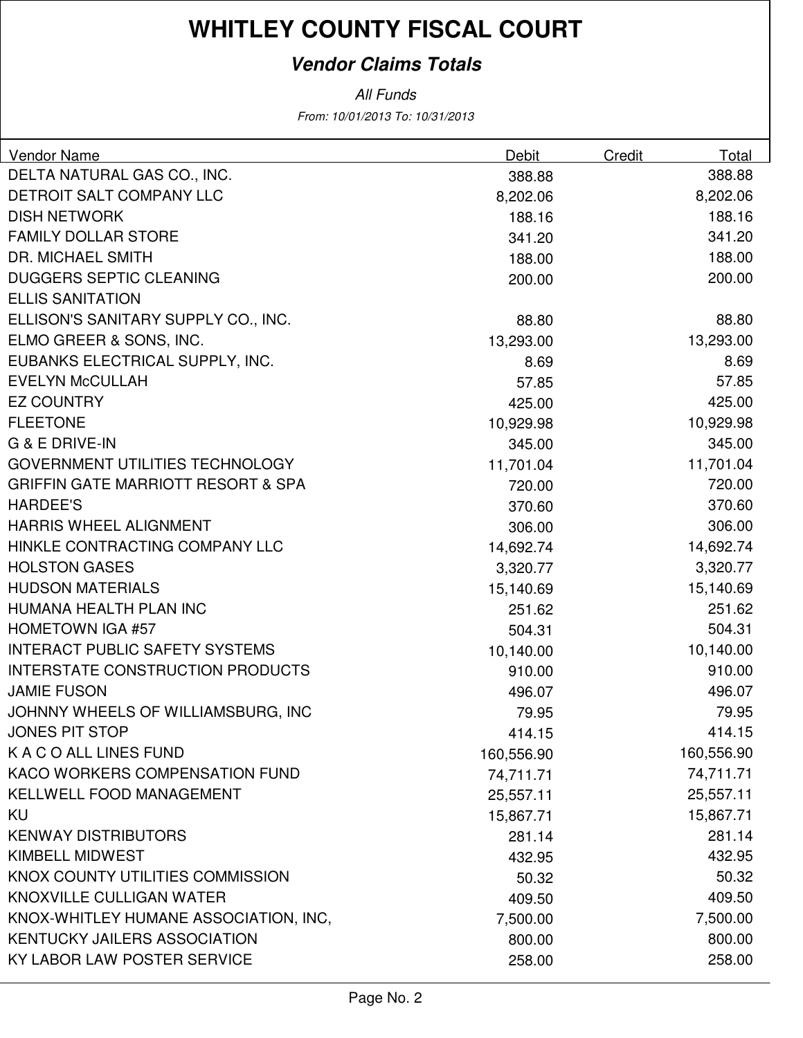# WHITLEY COUNTY FISCAL COURT

## *Vendor Claims Totals*

*All Funds*

*From: 10/01/2013 To: 10/31/2013*

| Vendor Name | Debit | Credit | Total |
|---|---|---|---|
| DELTA NATURAL GAS CO., INC. | 388.88 | | 388.88 |
| DETROIT SALT COMPANY LLC | 8,202.06 | | 8,202.06 |
| DISH NETWORK | 188.16 | | 188.16 |
| FAMILY DOLLAR STORE | 341.20 | | 341.20 |
| DR. MICHAEL SMITH | 188.00 | | 188.00 |
| DUGGERS SEPTIC CLEANING | 200.00 | | 200.00 |
| ELLIS SANITATION | | | |
| ELLISON'S SANITARY SUPPLY CO., INC. | 88.80 | | 88.80 |
| ELMO GREER & SONS, INC. | 13,293.00 | | 13,293.00 |
| EUBANKS ELECTRICAL SUPPLY, INC. | 8.69 | | 8.69 |
| EVELYN McCULLAH | 57.85 | | 57.85 |
| EZ COUNTRY | 425.00 | | 425.00 |
| FLEETONE | 10,929.98 | | 10,929.98 |
| G & E DRIVE-IN | 345.00 | | 345.00 |
| GOVERNMENT UTILITIES TECHNOLOGY | 11,701.04 | | 11,701.04 |
| GRIFFIN GATE MARRIOTT RESORT & SPA | 720.00 | | 720.00 |
| HARDEE'S | 370.60 | | 370.60 |
| HARRIS WHEEL ALIGNMENT | 306.00 | | 306.00 |
| HINKLE CONTRACTING COMPANY LLC | 14,692.74 | | 14,692.74 |
| HOLSTON GASES | 3,320.77 | | 3,320.77 |
| HUDSON MATERIALS | 15,140.69 | | 15,140.69 |
| HUMANA HEALTH PLAN INC | 251.62 | | 251.62 |
| HOMETOWN IGA #57 | 504.31 | | 504.31 |
| INTERACT PUBLIC SAFETY SYSTEMS | 10,140.00 | | 10,140.00 |
| INTERSTATE CONSTRUCTION PRODUCTS | 910.00 | | 910.00 |
| JAMIE FUSON | 496.07 | | 496.07 |
| JOHNNY WHEELS OF WILLIAMSBURG, INC | 79.95 | | 79.95 |
| JONES PIT STOP | 414.15 | | 414.15 |
| K A C O ALL LINES FUND | 160,556.90 | | 160,556.90 |
| KACO WORKERS COMPENSATION FUND | 74,711.71 | | 74,711.71 |
| KELLWELL FOOD MANAGEMENT | 25,557.11 | | 25,557.11 |
| KU | 15,867.71 | | 15,867.71 |
| KENWAY DISTRIBUTORS | 281.14 | | 281.14 |
| KIMBELL MIDWEST | 432.95 | | 432.95 |
| KNOX COUNTY UTILITIES COMMISSION | 50.32 | | 50.32 |
| KNOXVILLE CULLIGAN WATER | 409.50 | | 409.50 |
| KNOX-WHITLEY HUMANE ASSOCIATION, INC, | 7,500.00 | | 7,500.00 |
| KENTUCKY JAILERS ASSOCIATION | 800.00 | | 800.00 |
| KY LABOR LAW POSTER SERVICE | 258.00 | | 258.00 |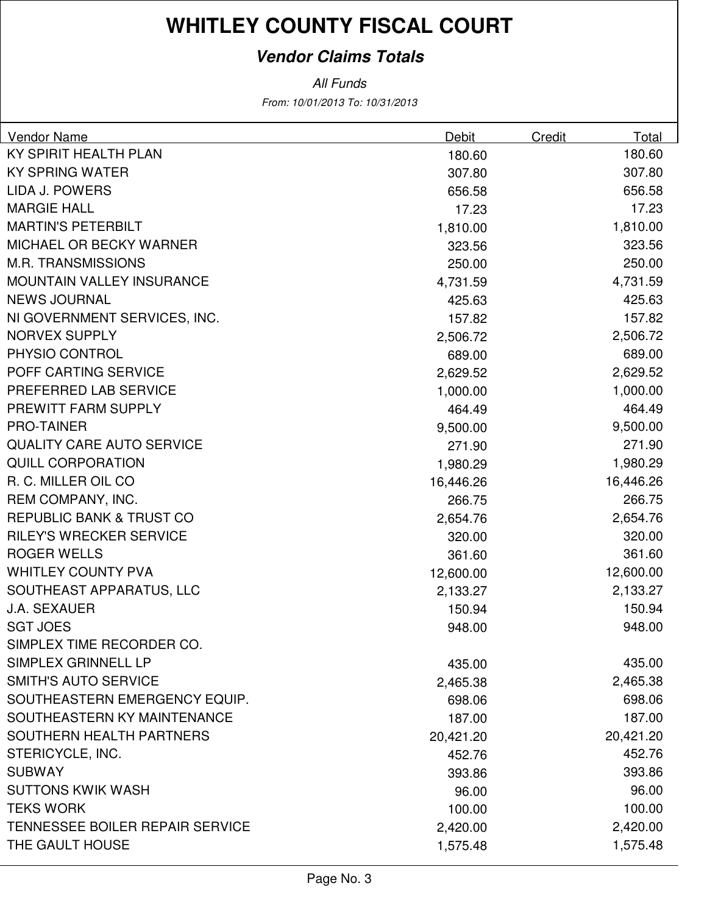# WHITLEY COUNTY FISCAL COURT

## *Vendor Claims Totals*

*All Funds*

*From: 10/01/2013 To: 10/31/2013*

| Vendor Name | Debit | Credit | Total |
|---|---|---|---|
| KY SPIRIT HEALTH PLAN | 180.60 | | 180.60 |
| KY SPRING WATER | 307.80 | | 307.80 |
| LIDA J. POWERS | 656.58 | | 656.58 |
| MARGIE HALL | 17.23 | | 17.23 |
| MARTIN'S PETERBILT | 1,810.00 | | 1,810.00 |
| MICHAEL OR BECKY WARNER | 323.56 | | 323.56 |
| M.R. TRANSMISSIONS | 250.00 | | 250.00 |
| MOUNTAIN VALLEY INSURANCE | 4,731.59 | | 4,731.59 |
| NEWS JOURNAL | 425.63 | | 425.63 |
| NI GOVERNMENT SERVICES, INC. | 157.82 | | 157.82 |
| NORVEX SUPPLY | 2,506.72 | | 2,506.72 |
| PHYSIO CONTROL | 689.00 | | 689.00 |
| POFF CARTING SERVICE | 2,629.52 | | 2,629.52 |
| PREFERRED LAB SERVICE | 1,000.00 | | 1,000.00 |
| PREWITT FARM SUPPLY | 464.49 | | 464.49 |
| PRO-TAINER | 9,500.00 | | 9,500.00 |
| QUALITY CARE AUTO SERVICE | 271.90 | | 271.90 |
| QUILL CORPORATION | 1,980.29 | | 1,980.29 |
| R. C. MILLER OIL CO | 16,446.26 | | 16,446.26 |
| REM COMPANY, INC. | 266.75 | | 266.75 |
| REPUBLIC BANK & TRUST CO | 2,654.76 | | 2,654.76 |
| RILEY'S WRECKER SERVICE | 320.00 | | 320.00 |
| ROGER WELLS | 361.60 | | 361.60 |
| WHITLEY COUNTY PVA | 12,600.00 | | 12,600.00 |
| SOUTHEAST APPARATUS, LLC | 2,133.27 | | 2,133.27 |
| J.A. SEXAUER | 150.94 | | 150.94 |
| SGT JOES | 948.00 | | 948.00 |
| SIMPLEX TIME RECORDER CO. | | | |
| SIMPLEX GRINNELL LP | 435.00 | | 435.00 |
| SMITH'S AUTO SERVICE | 2,465.38 | | 2,465.38 |
| SOUTHEASTERN EMERGENCY EQUIP. | 698.06 | | 698.06 |
| SOUTHEASTERN KY MAINTENANCE | 187.00 | | 187.00 |
| SOUTHERN HEALTH PARTNERS | 20,421.20 | | 20,421.20 |
| STERICYCLE, INC. | 452.76 | | 452.76 |
| SUBWAY | 393.86 | | 393.86 |
| SUTTONS KWIK WASH | 96.00 | | 96.00 |
| TEKS WORK | 100.00 | | 100.00 |
| TENNESSEE BOILER REPAIR SERVICE | 2,420.00 | | 2,420.00 |
| THE GAULT HOUSE | 1,575.48 | | 1,575.48 |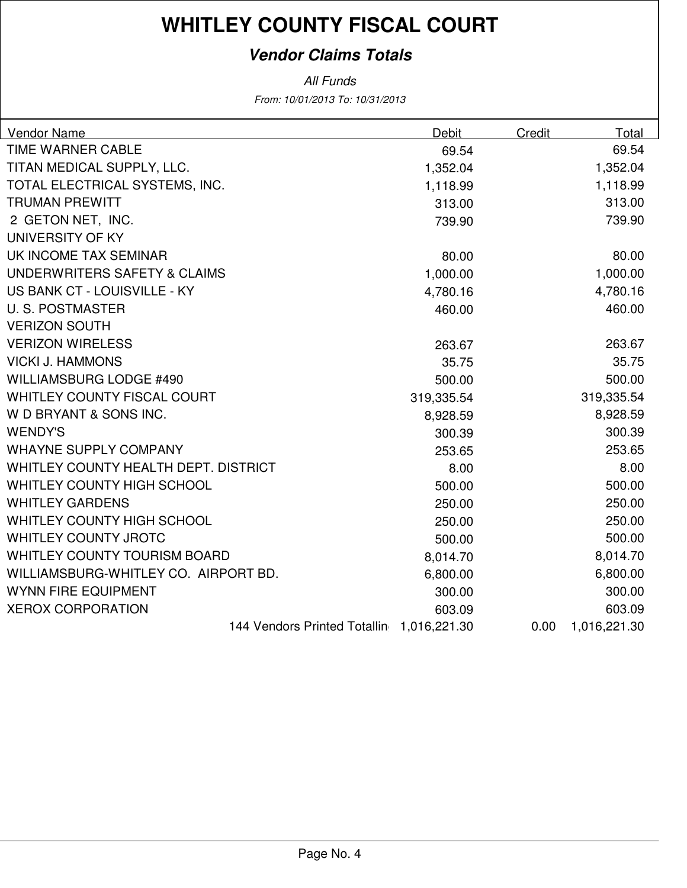# WHITLEY COUNTY FISCAL COURT

## *Vendor Claims Totals*

*All Funds*

*From: 10/01/2013 To: 10/31/2013*

| Vendor Name | Debit | Credit | Total |
|---|---|---|---|
| TIME WARNER CABLE | 69.54 | | 69.54 |
| TITAN MEDICAL SUPPLY, LLC. | 1,352.04 | | 1,352.04 |
| TOTAL ELECTRICAL SYSTEMS, INC. | 1,118.99 | | 1,118.99 |
| TRUMAN PREWITT | 313.00 | | 313.00 |
| 2 GETON NET, INC. | 739.90 | | 739.90 |
| UNIVERSITY OF KY | | | |
| UK INCOME TAX SEMINAR | 80.00 | | 80.00 |
| UNDERWRITERS SAFETY & CLAIMS | 1,000.00 | | 1,000.00 |
| US BANK CT - LOUISVILLE - KY | 4,780.16 | | 4,780.16 |
| U. S. POSTMASTER | 460.00 | | 460.00 |
| VERIZON SOUTH | | | |
| VERIZON WIRELESS | 263.67 | | 263.67 |
| VICKI J. HAMMONS | 35.75 | | 35.75 |
| WILLIAMSBURG LODGE #490 | 500.00 | | 500.00 |
| WHITLEY COUNTY FISCAL COURT | 319,335.54 | | 319,335.54 |
| W D BRYANT & SONS INC. | 8,928.59 | | 8,928.59 |
| WENDY'S | 300.39 | | 300.39 |
| WHAYNE SUPPLY COMPANY | 253.65 | | 253.65 |
| WHITLEY COUNTY HEALTH DEPT. DISTRICT | 8.00 | | 8.00 |
| WHITLEY COUNTY HIGH SCHOOL | 500.00 | | 500.00 |
| WHITLEY GARDENS | 250.00 | | 250.00 |
| WHITLEY COUNTY HIGH SCHOOL | 250.00 | | 250.00 |
| WHITLEY COUNTY JROTC | 500.00 | | 500.00 |
| WHITLEY COUNTY TOURISM BOARD | 8,014.70 | | 8,014.70 |
| WILLIAMSBURG-WHITLEY CO. AIRPORT BD. | 6,800.00 | | 6,800.00 |
| WYNN FIRE EQUIPMENT | 300.00 | | 300.00 |
| XEROX CORPORATION | 603.09 | | 603.09 |
| 144 Vendors Printed Totalling | 1,016,221.30 | 0.00 | 1,016,221.30 |